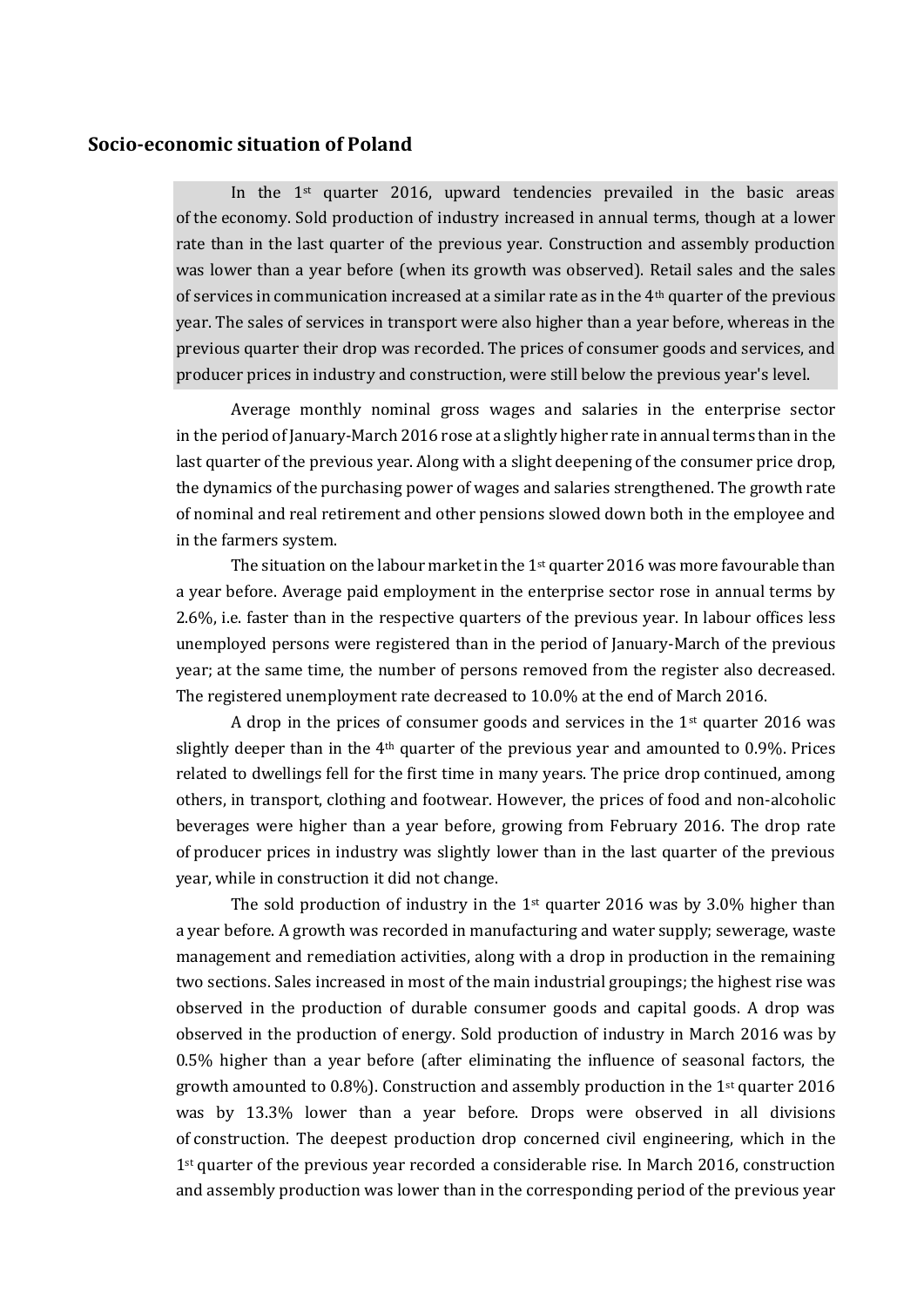## Socio-economic situation of Poland

In the 1st quarter 2016, upward tendencies prevailed in the basic areas of the economy. Sold production of industry increased in annual terms, though at a lower rate than in the last quarter of the previous year. Construction and assembly production was lower than a year before (when its growth was observed). Retail sales and the sales of services in communication increased at a similar rate as in the 4th quarter of the previous year. The sales of services in transport were also higher than a year before, whereas in the previous quarter their drop was recorded. The prices of consumer goods and services, and producer prices in industry and construction, were still below the previous year's level.

Average monthly nominal gross wages and salaries in the enterprise sector in the period of January-March 2016 rose at a slightly higher rate in annual terms than in the last quarter of the previous year. Along with a slight deepening of the consumer price drop, the dynamics of the purchasing power of wages and salaries strengthened. The growth rate of nominal and real retirement and other pensions slowed down both in the employee and in the farmers system.

The situation on the labour market in the 1st quarter 2016 was more favourable than a year before. Average paid employment in the enterprise sector rose in annual terms by 2.6%, i.e. faster than in the respective quarters of the previous year. In labour offices less unemployed persons were registered than in the period of January-March of the previous year; at the same time, the number of persons removed from the register also decreased. The registered unemployment rate decreased to 10.0% at the end of March 2016.

A drop in the prices of consumer goods and services in the 1st quarter 2016 was slightly deeper than in the 4th quarter of the previous year and amounted to 0.9%. Prices related to dwellings fell for the first time in many years. The price drop continued, among others, in transport, clothing and footwear. However, the prices of food and non-alcoholic beverages were higher than a year before, growing from February 2016. The drop rate of producer prices in industry was slightly lower than in the last quarter of the previous year, while in construction it did not change.

The sold production of industry in the 1st quarter 2016 was by 3.0% higher than a year before. A growth was recorded in manufacturing and water supply; sewerage, waste management and remediation activities, along with a drop in production in the remaining two sections. Sales increased in most of the main industrial groupings; the highest rise was observed in the production of durable consumer goods and capital goods. A drop was observed in the production of energy. Sold production of industry in March 2016 was by 0.5% higher than a year before (after eliminating the influence of seasonal factors, the growth amounted to 0.8%). Construction and assembly production in the 1st quarter 2016 was by 13.3% lower than a year before. Drops were observed in all divisions of construction. The deepest production drop concerned civil engineering, which in the 1st quarter of the previous year recorded a considerable rise. In March 2016, construction and assembly production was lower than in the corresponding period of the previous year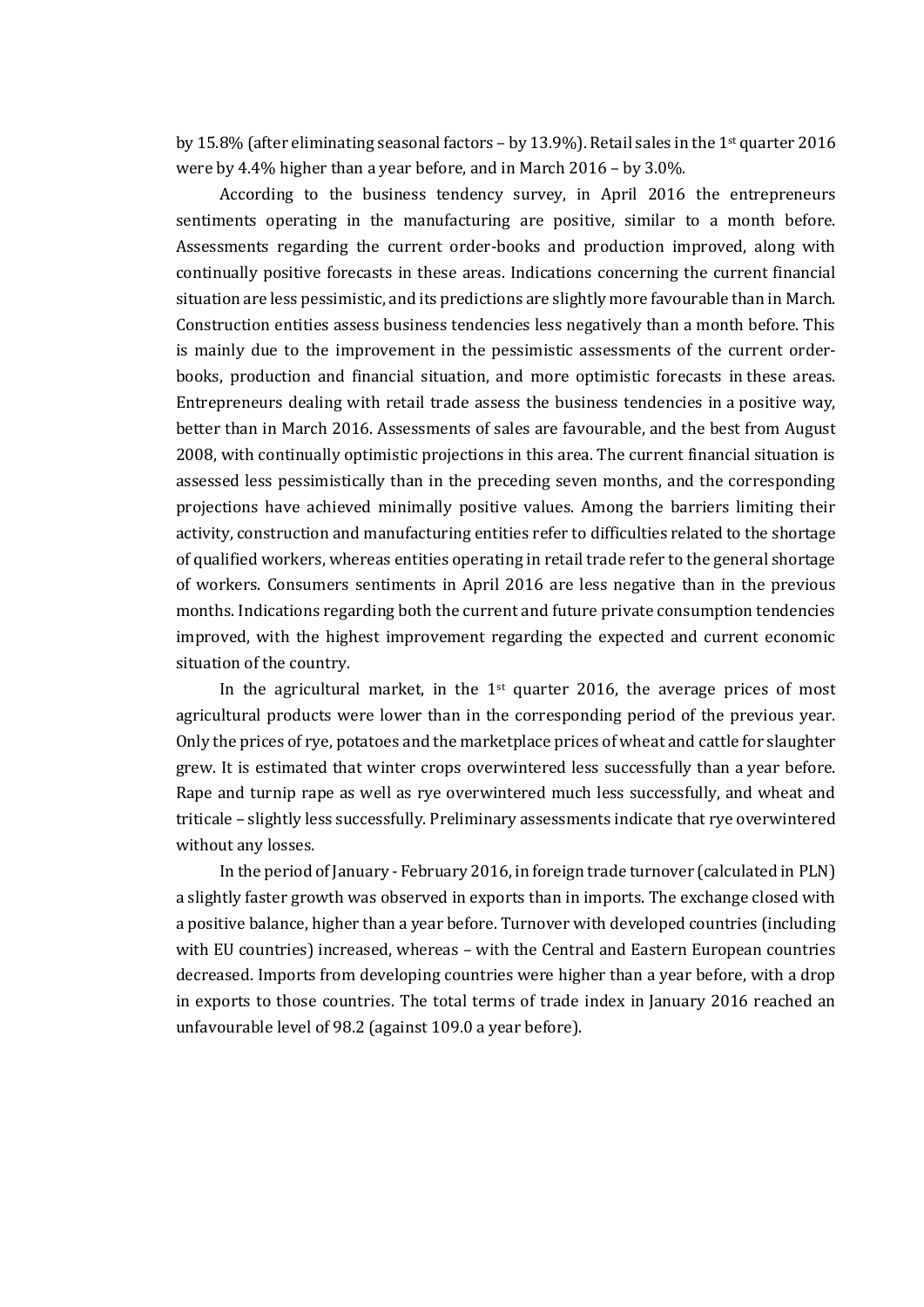by 15.8% (after eliminating seasonal factors – by 13.9%). Retail sales in the 1st quarter 2016 were by 4.4% higher than a year before, and in March 2016 – by 3.0%.

According to the business tendency survey, in April 2016 the entrepreneurs sentiments operating in the manufacturing are positive, similar to a month before. Assessments regarding the current order-books and production improved, along with continually positive forecasts in these areas. Indications concerning the current financial situation are less pessimistic, and its predictions are slightly more favourable than in March. Construction entities assess business tendencies less negatively than a month before. This is mainly due to the improvement in the pessimistic assessments of the current order-books, production and financial situation, and more optimistic forecasts in these areas. Entrepreneurs dealing with retail trade assess the business tendencies in a positive way, better than in March 2016. Assessments of sales are favourable, and the best from August 2008, with continually optimistic projections in this area. The current financial situation is assessed less pessimistically than in the preceding seven months, and the corresponding projections have achieved minimally positive values. Among the barriers limiting their activity, construction and manufacturing entities refer to difficulties related to the shortage of qualified workers, whereas entities operating in retail trade refer to the general shortage of workers. Consumers sentiments in April 2016 are less negative than in the previous months. Indications regarding both the current and future private consumption tendencies improved, with the highest improvement regarding the expected and current economic situation of the country.

In the agricultural market, in the 1st quarter 2016, the average prices of most agricultural products were lower than in the corresponding period of the previous year. Only the prices of rye, potatoes and the marketplace prices of wheat and cattle for slaughter grew. It is estimated that winter crops overwintered less successfully than a year before. Rape and turnip rape as well as rye overwintered much less successfully, and wheat and triticale – slightly less successfully. Preliminary assessments indicate that rye overwintered without any losses.

In the period of January - February 2016, in foreign trade turnover (calculated in PLN) a slightly faster growth was observed in exports than in imports. The exchange closed with a positive balance, higher than a year before. Turnover with developed countries (including with EU countries) increased, whereas – with the Central and Eastern European countries decreased. Imports from developing countries were higher than a year before, with a drop in exports to those countries. The total terms of trade index in January 2016 reached an unfavourable level of 98.2 (against 109.0 a year before).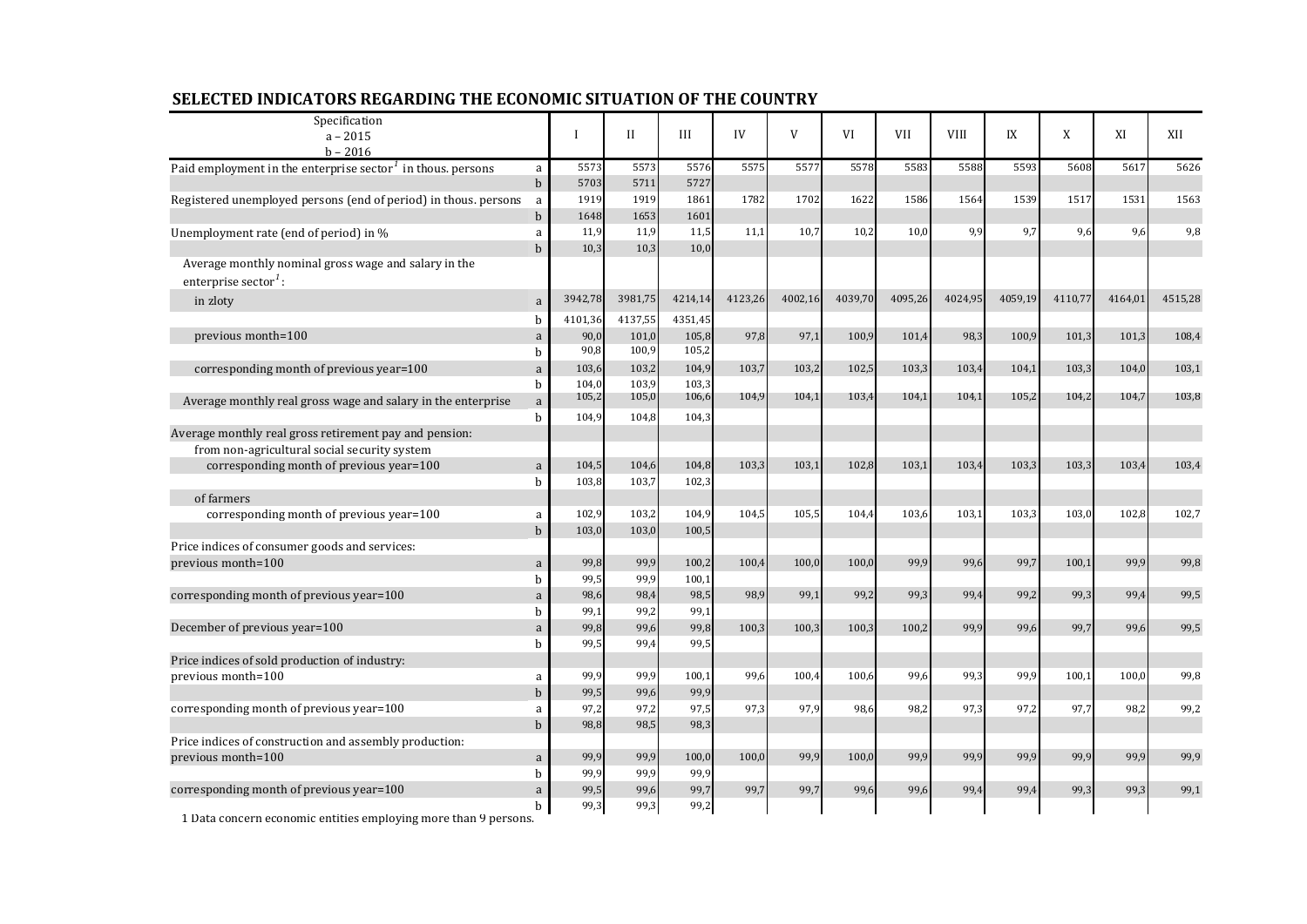## SELECTED INDICATORS REGARDING THE ECONOMIC SITUATION OF THE COUNTRY

| Specification a – 2015 b – 2016 | | I | II | III | IV | V | VI | VII | VIII | IX | X | XI | XII |
|---|---|---|---|---|---|---|---|---|---|---|---|---|---|
| Paid employment in the enterprise sector[1] in thous. persons | a | 5573 | 5573 | 5576 | 5575 | 5577 | 5578 | 5583 | 5588 | 5593 | 5608 | 5617 | 5626 |
| | b | 5703 | 5711 | 5727 | | | | | | | | | |
| Registered unemployed persons (end of period) in thous. persons | a | 1919 | 1919 | 1861 | 1782 | 1702 | 1622 | 1586 | 1564 | 1539 | 1517 | 1531 | 1563 |
| | b | 1648 | 1653 | 1601 | | | | | | | | | |
| Unemployment rate (end of period) in % | a | 11,9 | 11,9 | 11,5 | 11,1 | 10,7 | 10,2 | 10,0 | 9,9 | 9,7 | 9,6 | 9,6 | 9,8 |
| | b | 10,3 | 10,3 | 10,0 | | | | | | | | | |
| Average monthly nominal gross wage and salary in the enterprise sector[1]: | | | | | | | | | | | | | |
| in zloty | a | 3942,78 | 3981,75 | 4214,14 | 4123,26 | 4002,16 | 4039,70 | 4095,26 | 4024,95 | 4059,19 | 4110,77 | 4164,01 | 4515,28 |
| | b | 4101,36 | 4137,55 | 4351,45 | | | | | | | | | |
| previous month=100 | a | 90,0 | 101,0 | 105,8 | 97,8 | 97,1 | 100,9 | 101,4 | 98,3 | 100,9 | 101,3 | 101,3 | 108,4 |
| | b | 90,8 | 100,9 | 105,2 | | | | | | | | | |
| corresponding month of previous year=100 | a | 103,6 | 103,2 | 104,9 | 103,7 | 103,2 | 102,5 | 103,3 | 103,4 | 104,1 | 103,3 | 104,0 | 103,1 |
| | b | 104,0 | 103,9 | 103,3 | | | | | | | | | |
| Average monthly real gross wage and salary in the enterprise | a | 105,2 | 105,0 | 106,6 | 104,9 | 104,1 | 103,4 | 104,1 | 104,1 | 105,2 | 104,2 | 104,7 | 103,8 |
| | b | 104,9 | 104,8 | 104,3 | | | | | | | | | |
| Average monthly real gross retirement pay and pension: | | | | | | | | | | | | | |
| from non-agricultural social security system | | | | | | | | | | | | | |
| corresponding month of previous year=100 | a | 104,5 | 104,6 | 104,8 | 103,3 | 103,1 | 102,8 | 103,1 | 103,4 | 103,3 | 103,3 | 103,4 | 103,4 |
| | b | 103,8 | 103,7 | 102,3 | | | | | | | | | |
| of farmers | | | | | | | | | | | | | |
| corresponding month of previous year=100 | a | 102,9 | 103,2 | 104,9 | 104,5 | 105,5 | 104,4 | 103,6 | 103,1 | 103,3 | 103,0 | 102,8 | 102,7 |
| | b | 103,0 | 103,0 | 100,5 | | | | | | | | | |
| Price indices of consumer goods and services: | | | | | | | | | | | | | |
| previous month=100 | a | 99,8 | 99,9 | 100,2 | 100,4 | 100,0 | 100,0 | 99,9 | 99,6 | 99,7 | 100,1 | 99,9 | 99,8 |
| | b | 99,5 | 99,9 | 100,1 | | | | | | | | | |
| corresponding month of previous year=100 | a | 98,6 | 98,4 | 98,5 | 98,9 | 99,1 | 99,2 | 99,3 | 99,4 | 99,2 | 99,3 | 99,4 | 99,5 |
| | b | 99,1 | 99,2 | 99,1 | | | | | | | | | |
| December of previous year=100 | a | 99,8 | 99,6 | 99,8 | 100,3 | 100,3 | 100,3 | 100,2 | 99,9 | 99,6 | 99,7 | 99,6 | 99,5 |
| | b | 99,5 | 99,4 | 99,5 | | | | | | | | | |
| Price indices of sold production of industry: | | | | | | | | | | | | | |
| previous month=100 | a | 99,9 | 99,9 | 100,1 | 99,6 | 100,4 | 100,6 | 99,6 | 99,3 | 99,9 | 100,1 | 100,0 | 99,8 |
| | b | 99,5 | 99,6 | 99,9 | | | | | | | | | |
| corresponding month of previous year=100 | a | 97,2 | 97,2 | 97,5 | 97,3 | 97,9 | 98,6 | 98,2 | 97,3 | 97,2 | 97,7 | 98,2 | 99,2 |
| | b | 98,8 | 98,5 | 98,3 | | | | | | | | | |
| Price indices of construction and assembly production: | | | | | | | | | | | | | |
| previous month=100 | a | 99,9 | 99,9 | 100,0 | 100,0 | 99,9 | 100,0 | 99,9 | 99,9 | 99,9 | 99,9 | 99,9 | 99,9 |
| | b | 99,9 | 99,9 | 99,9 | | | | | | | | | |
| corresponding month of previous year=100 | a | 99,5 | 99,6 | 99,7 | 99,7 | 99,7 | 99,6 | 99,6 | 99,4 | 99,4 | 99,3 | 99,3 | 99,1 |
| | b | 99,3 | 99,3 | 99,2 | | | | | | | | | |

1 Data concern economic entities employing more than 9 persons.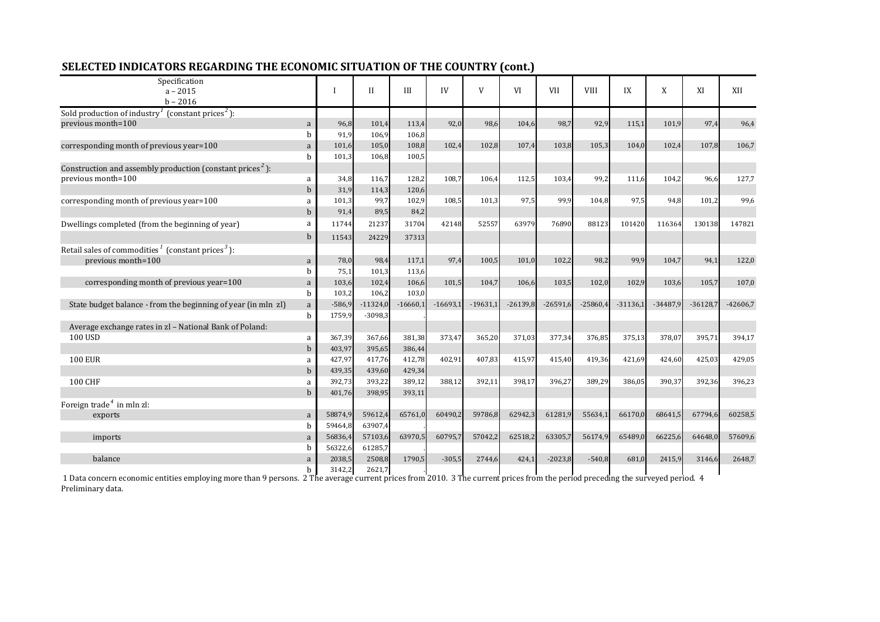## SELECTED INDICATORS REGARDING THE ECONOMIC SITUATION OF THE COUNTRY (cont.)

| Specification<br>a – 2015<br>b – 2016 | | I | II | III | IV | V | VI | VII | VIII | IX | X | XI | XII |
|---|---|---|---|---|---|---|---|---|---|---|---|---|---|
| Sold production of industry[1] (constant prices[2]): | | | | | | | | | | | | | |
| previous month=100 | a | 96,8 | 101,4 | 113,4 | 92,0 | 98,6 | 104,6 | 98,7 | 92,9 | 115,1 | 101,9 | 97,4 | 96,4 |
| | b | 91,9 | 106,9 | 106,8 | | | | | | | | | |
| corresponding month of previous year=100 | a | 101,6 | 105,0 | 108,8 | 102,4 | 102,8 | 107,4 | 103,8 | 105,3 | 104,0 | 102,4 | 107,8 | 106,7 |
| | b | 101,3 | 106,8 | 100,5 | | | | | | | | | |
| Construction and assembly production (constant prices[2]): | | | | | | | | | | | | | |
| previous month=100 | a | 34,8 | 116,7 | 128,2 | 108,7 | 106,4 | 112,5 | 103,4 | 99,2 | 111,6 | 104,2 | 96,6 | 127,7 |
| | b | 31,9 | 114,3 | 120,6 | | | | | | | | | |
| corresponding month of previous year=100 | a | 101,3 | 99,7 | 102,9 | 108,5 | 101,3 | 97,5 | 99,9 | 104,8 | 97,5 | 94,8 | 101,2 | 99,6 |
| | b | 91,4 | 89,5 | 84,2 | | | | | | | | | |
| Dwellings completed (from the beginning of year) | a | 11744 | 21237 | 31704 | 42148 | 52557 | 63979 | 76890 | 88123 | 101420 | 116364 | 130138 | 147821 |
| | b | 11543 | 24229 | 37313 | | | | | | | | | |
| Retail sales of commodities[1] (constant prices[3]): | | | | | | | | | | | | | |
| previous month=100 | a | 78,0 | 98,4 | 117,1 | 97,4 | 100,5 | 101,0 | 102,2 | 98,2 | 99,9 | 104,7 | 94,1 | 122,0 |
| | b | 75,1 | 101,3 | 113,6 | | | | | | | | | |
| corresponding month of previous year=100 | a | 103,6 | 102,4 | 106,6 | 101,5 | 104,7 | 106,6 | 103,5 | 102,0 | 102,9 | 103,6 | 105,7 | 107,0 |
| | b | 103,2 | 106,2 | 103,0 | | | | | | | | | |
| State budget balance - from the beginning of year (in mln zl) | a | -586,9 | -11324,0 | -16660,1 | -16693,1 | -19631,1 | -26139,8 | -26591,6 | -25860,4 | -31136,1 | -34487,9 | -36128,7 | -42606,7 |
| | b | 1759,9 | -3098,3 | . | | | | | | | | | |
| Average exchange rates in zl – National Bank of Poland: | | | | | | | | | | | | | |
| 100 USD | a | 367,39 | 367,66 | 381,38 | 373,47 | 365,20 | 371,03 | 377,34 | 376,85 | 375,13 | 378,07 | 395,71 | 394,17 |
| | b | 403,97 | 395,65 | 386,44 | | | | | | | | | |
| 100 EUR | a | 427,97 | 417,76 | 412,78 | 402,91 | 407,83 | 415,97 | 415,40 | 419,36 | 421,69 | 424,60 | 425,03 | 429,05 |
| | b | 439,35 | 439,60 | 429,34 | | | | | | | | | |
| 100 CHF | a | 392,73 | 393,22 | 389,12 | 388,12 | 392,11 | 398,17 | 396,27 | 389,29 | 386,05 | 390,37 | 392,36 | 396,23 |
| | b | 401,76 | 398,95 | 393,11 | | | | | | | | | |
| Foreign trade[4] in mln zl: | | | | | | | | | | | | | |
| exports | a | 58874,9 | 59612,4 | 65761,0 | 60490,2 | 59786,8 | 62942,3 | 61281,9 | 55634,1 | 66170,0 | 68641,5 | 67794,6 | 60258,5 |
| | b | 59464,8 | 63907,4 | . | | | | | | | | | |
| imports | a | 56836,4 | 57103,6 | 63970,5 | 60795,7 | 57042,2 | 62518,2 | 63305,7 | 56174,9 | 65489,0 | 66225,6 | 64648,0 | 57609,6 |
| | b | 56322,6 | 61285,7 | . | | | | | | | | | |
| balance | a | 2038,5 | 2508,8 | 1790,5 | -305,5 | 2744,6 | 424,1 | -2023,8 | -540,8 | 681,0 | 2415,9 | 3146,6 | 2648,7 |
| | b | 3142,2 | 2621,7 | . | | | | | | | | | |

1 Data concern economic entities employing more than 9 persons. 2 The average current prices from 2010. 3 The current prices from the period preceding the surveyed period. 4 Preliminary data.